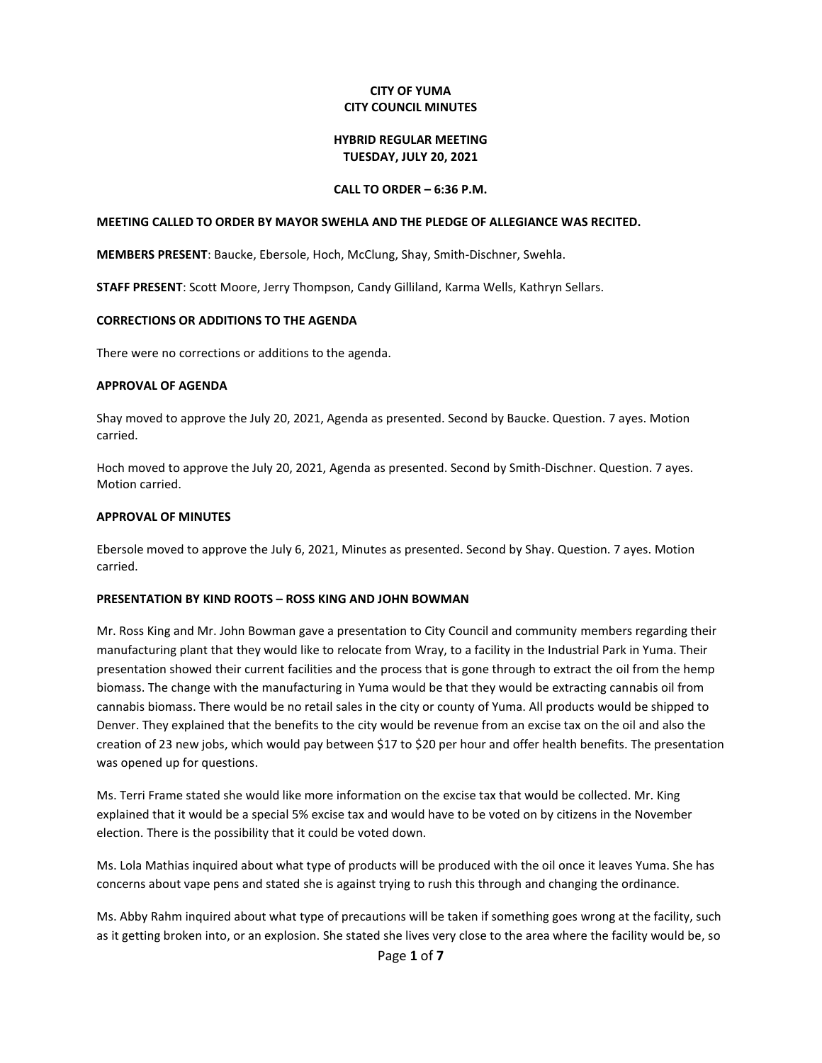**CITY OF YUMA**
**CITY COUNCIL MINUTES**

**HYBRID REGULAR MEETING**
**TUESDAY, JULY 20, 2021**

**CALL TO ORDER – 6:36 P.M.**

**MEETING CALLED TO ORDER BY MAYOR SWEHLA AND THE PLEDGE OF ALLEGIANCE WAS RECITED.**

**MEMBERS PRESENT**: Baucke, Ebersole, Hoch, McClung, Shay, Smith-Dischner, Swehla.

**STAFF PRESENT**: Scott Moore, Jerry Thompson, Candy Gilliland, Karma Wells, Kathryn Sellars.

**CORRECTIONS OR ADDITIONS TO THE AGENDA**

There were no corrections or additions to the agenda.

**APPROVAL OF AGENDA**

Shay moved to approve the July 20, 2021, Agenda as presented. Second by Baucke. Question. 7 ayes. Motion carried.

Hoch moved to approve the July 20, 2021, Agenda as presented. Second by Smith-Dischner. Question. 7 ayes. Motion carried.

**APPROVAL OF MINUTES**

Ebersole moved to approve the July 6, 2021, Minutes as presented. Second by Shay. Question. 7 ayes. Motion carried.

**PRESENTATION BY KIND ROOTS – ROSS KING AND JOHN BOWMAN**

Mr. Ross King and Mr. John Bowman gave a presentation to City Council and community members regarding their manufacturing plant that they would like to relocate from Wray, to a facility in the Industrial Park in Yuma. Their presentation showed their current facilities and the process that is gone through to extract the oil from the hemp biomass. The change with the manufacturing in Yuma would be that they would be extracting cannabis oil from cannabis biomass. There would be no retail sales in the city or county of Yuma. All products would be shipped to Denver. They explained that the benefits to the city would be revenue from an excise tax on the oil and also the creation of 23 new jobs, which would pay between $17 to $20 per hour and offer health benefits. The presentation was opened up for questions.

Ms. Terri Frame stated she would like more information on the excise tax that would be collected. Mr. King explained that it would be a special 5% excise tax and would have to be voted on by citizens in the November election. There is the possibility that it could be voted down.

Ms. Lola Mathias inquired about what type of products will be produced with the oil once it leaves Yuma. She has concerns about vape pens and stated she is against trying to rush this through and changing the ordinance.

Ms. Abby Rahm inquired about what type of precautions will be taken if something goes wrong at the facility, such as it getting broken into, or an explosion. She stated she lives very close to the area where the facility would be, so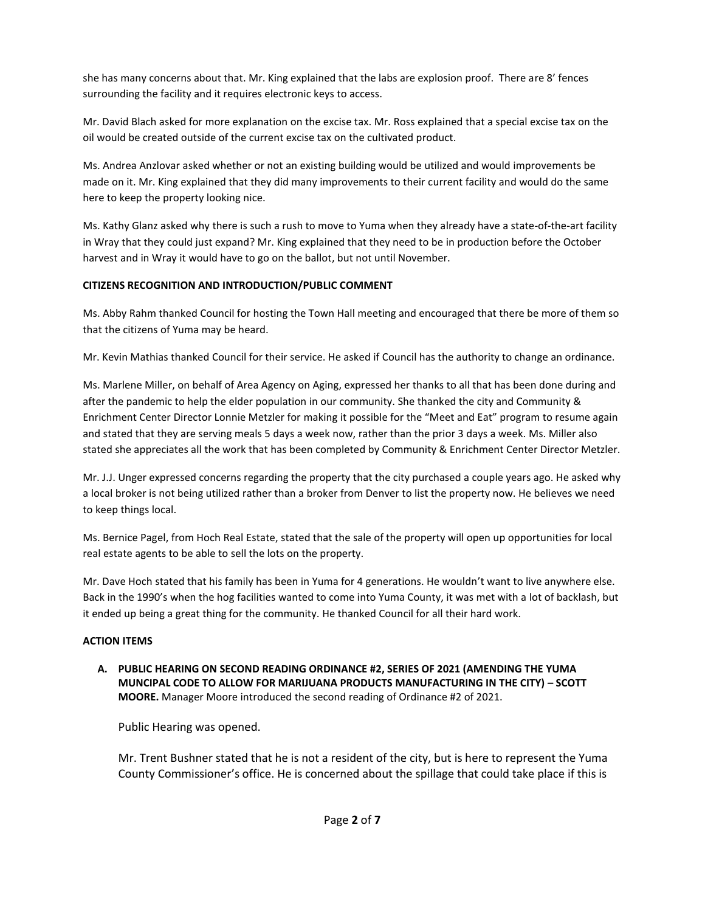she has many concerns about that. Mr. King explained that the labs are explosion proof. There are 8' fences surrounding the facility and it requires electronic keys to access.

Mr. David Blach asked for more explanation on the excise tax. Mr. Ross explained that a special excise tax on the oil would be created outside of the current excise tax on the cultivated product.

Ms. Andrea Anzlovar asked whether or not an existing building would be utilized and would improvements be made on it. Mr. King explained that they did many improvements to their current facility and would do the same here to keep the property looking nice.

Ms. Kathy Glanz asked why there is such a rush to move to Yuma when they already have a state-of-the-art facility in Wray that they could just expand? Mr. King explained that they need to be in production before the October harvest and in Wray it would have to go on the ballot, but not until November.

**CITIZENS RECOGNITION AND INTRODUCTION/PUBLIC COMMENT**

Ms. Abby Rahm thanked Council for hosting the Town Hall meeting and encouraged that there be more of them so that the citizens of Yuma may be heard.

Mr. Kevin Mathias thanked Council for their service. He asked if Council has the authority to change an ordinance.

Ms. Marlene Miller, on behalf of Area Agency on Aging, expressed her thanks to all that has been done during and after the pandemic to help the elder population in our community. She thanked the city and Community & Enrichment Center Director Lonnie Metzler for making it possible for the "Meet and Eat" program to resume again and stated that they are serving meals 5 days a week now, rather than the prior 3 days a week. Ms. Miller also stated she appreciates all the work that has been completed by Community & Enrichment Center Director Metzler.

Mr. J.J. Unger expressed concerns regarding the property that the city purchased a couple years ago. He asked why a local broker is not being utilized rather than a broker from Denver to list the property now. He believes we need to keep things local.

Ms. Bernice Pagel, from Hoch Real Estate, stated that the sale of the property will open up opportunities for local real estate agents to be able to sell the lots on the property.

Mr. Dave Hoch stated that his family has been in Yuma for 4 generations. He wouldn't want to live anywhere else. Back in the 1990's when the hog facilities wanted to come into Yuma County, it was met with a lot of backlash, but it ended up being a great thing for the community. He thanked Council for all their hard work.

**ACTION ITEMS**

**A. PUBLIC HEARING ON SECOND READING ORDINANCE #2, SERIES OF 2021 (AMENDING THE YUMA MUNCIPAL CODE TO ALLOW FOR MARIJUANA PRODUCTS MANUFACTURING IN THE CITY) – SCOTT MOORE.** Manager Moore introduced the second reading of Ordinance #2 of 2021.

Public Hearing was opened.

Mr. Trent Bushner stated that he is not a resident of the city, but is here to represent the Yuma County Commissioner's office. He is concerned about the spillage that could take place if this is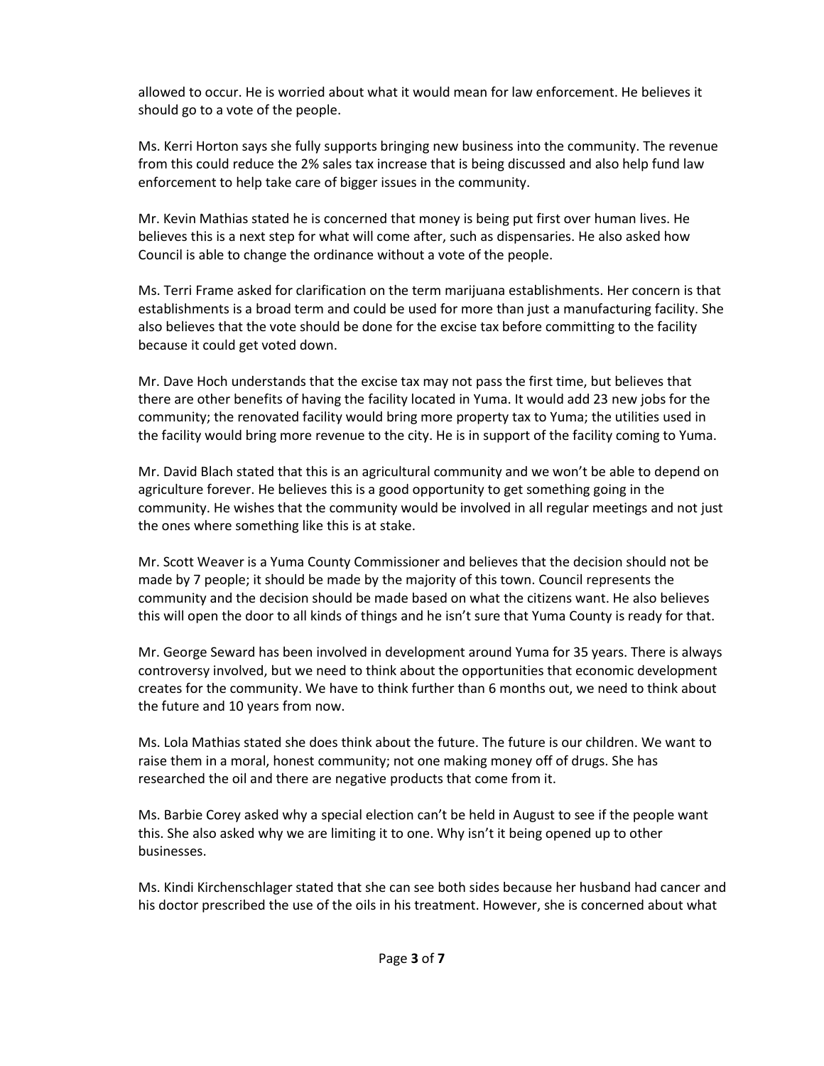allowed to occur. He is worried about what it would mean for law enforcement. He believes it should go to a vote of the people.

Ms. Kerri Horton says she fully supports bringing new business into the community. The revenue from this could reduce the 2% sales tax increase that is being discussed and also help fund law enforcement to help take care of bigger issues in the community.

Mr. Kevin Mathias stated he is concerned that money is being put first over human lives. He believes this is a next step for what will come after, such as dispensaries. He also asked how Council is able to change the ordinance without a vote of the people.

Ms. Terri Frame asked for clarification on the term marijuana establishments. Her concern is that establishments is a broad term and could be used for more than just a manufacturing facility. She also believes that the vote should be done for the excise tax before committing to the facility because it could get voted down.

Mr. Dave Hoch understands that the excise tax may not pass the first time, but believes that there are other benefits of having the facility located in Yuma. It would add 23 new jobs for the community; the renovated facility would bring more property tax to Yuma; the utilities used in the facility would bring more revenue to the city. He is in support of the facility coming to Yuma.

Mr. David Blach stated that this is an agricultural community and we won't be able to depend on agriculture forever. He believes this is a good opportunity to get something going in the community. He wishes that the community would be involved in all regular meetings and not just the ones where something like this is at stake.

Mr. Scott Weaver is a Yuma County Commissioner and believes that the decision should not be made by 7 people; it should be made by the majority of this town. Council represents the community and the decision should be made based on what the citizens want. He also believes this will open the door to all kinds of things and he isn't sure that Yuma County is ready for that.

Mr. George Seward has been involved in development around Yuma for 35 years. There is always controversy involved, but we need to think about the opportunities that economic development creates for the community. We have to think further than 6 months out, we need to think about the future and 10 years from now.

Ms. Lola Mathias stated she does think about the future. The future is our children. We want to raise them in a moral, honest community; not one making money off of drugs. She has researched the oil and there are negative products that come from it.

Ms. Barbie Corey asked why a special election can't be held in August to see if the people want this. She also asked why we are limiting it to one. Why isn't it being opened up to other businesses.

Ms. Kindi Kirchenschlager stated that she can see both sides because her husband had cancer and his doctor prescribed the use of the oils in his treatment. However, she is concerned about what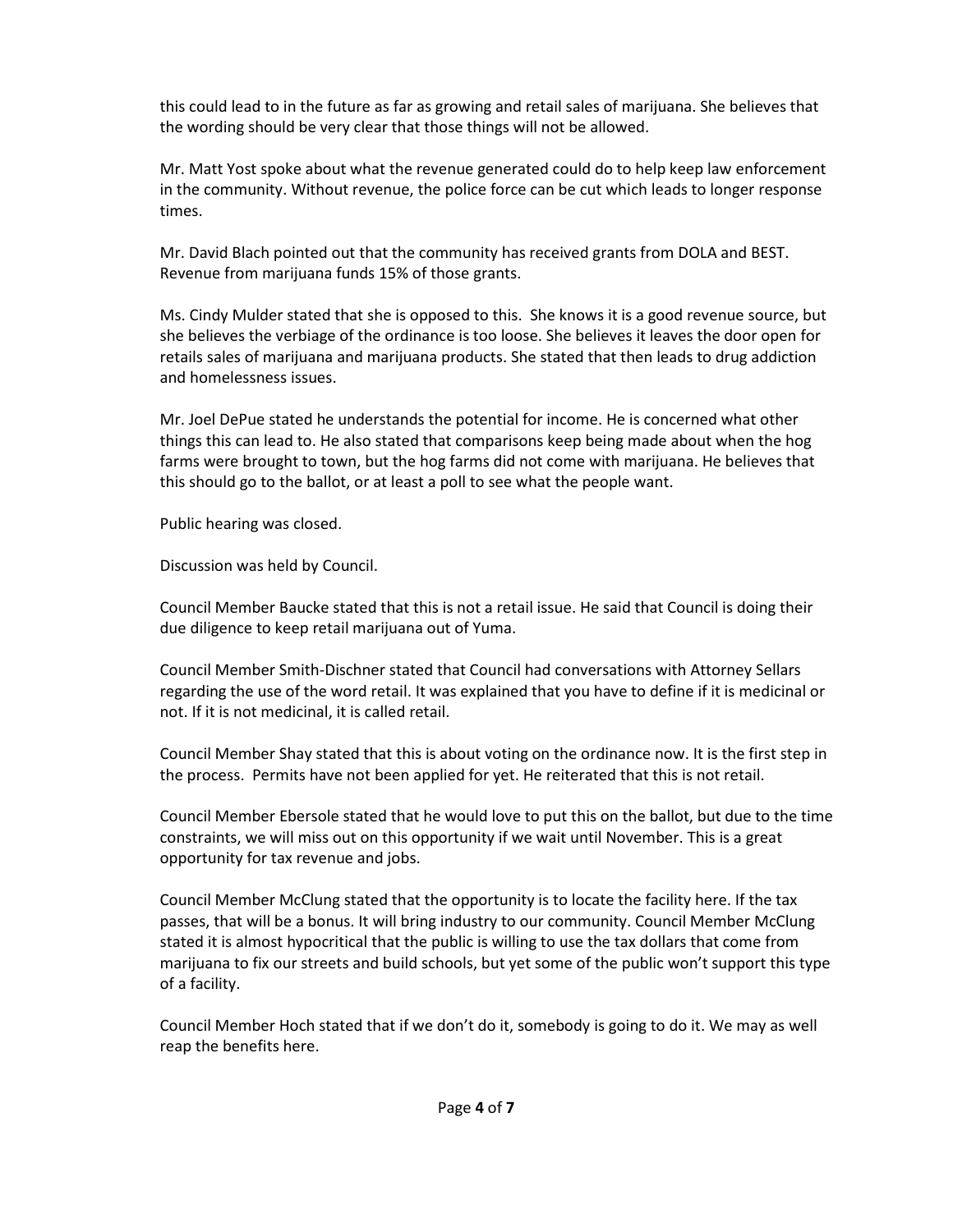this could lead to in the future as far as growing and retail sales of marijuana. She believes that the wording should be very clear that those things will not be allowed.

Mr. Matt Yost spoke about what the revenue generated could do to help keep law enforcement in the community. Without revenue, the police force can be cut which leads to longer response times.

Mr. David Blach pointed out that the community has received grants from DOLA and BEST. Revenue from marijuana funds 15% of those grants.

Ms. Cindy Mulder stated that she is opposed to this. She knows it is a good revenue source, but she believes the verbiage of the ordinance is too loose. She believes it leaves the door open for retails sales of marijuana and marijuana products. She stated that then leads to drug addiction and homelessness issues.

Mr. Joel DePue stated he understands the potential for income. He is concerned what other things this can lead to. He also stated that comparisons keep being made about when the hog farms were brought to town, but the hog farms did not come with marijuana. He believes that this should go to the ballot, or at least a poll to see what the people want.

Public hearing was closed.

Discussion was held by Council.

Council Member Baucke stated that this is not a retail issue. He said that Council is doing their due diligence to keep retail marijuana out of Yuma.

Council Member Smith-Dischner stated that Council had conversations with Attorney Sellars regarding the use of the word retail. It was explained that you have to define if it is medicinal or not. If it is not medicinal, it is called retail.

Council Member Shay stated that this is about voting on the ordinance now. It is the first step in the process. Permits have not been applied for yet. He reiterated that this is not retail.

Council Member Ebersole stated that he would love to put this on the ballot, but due to the time constraints, we will miss out on this opportunity if we wait until November. This is a great opportunity for tax revenue and jobs.

Council Member McClung stated that the opportunity is to locate the facility here. If the tax passes, that will be a bonus. It will bring industry to our community. Council Member McClung stated it is almost hypocritical that the public is willing to use the tax dollars that come from marijuana to fix our streets and build schools, but yet some of the public won't support this type of a facility.

Council Member Hoch stated that if we don't do it, somebody is going to do it. We may as well reap the benefits here.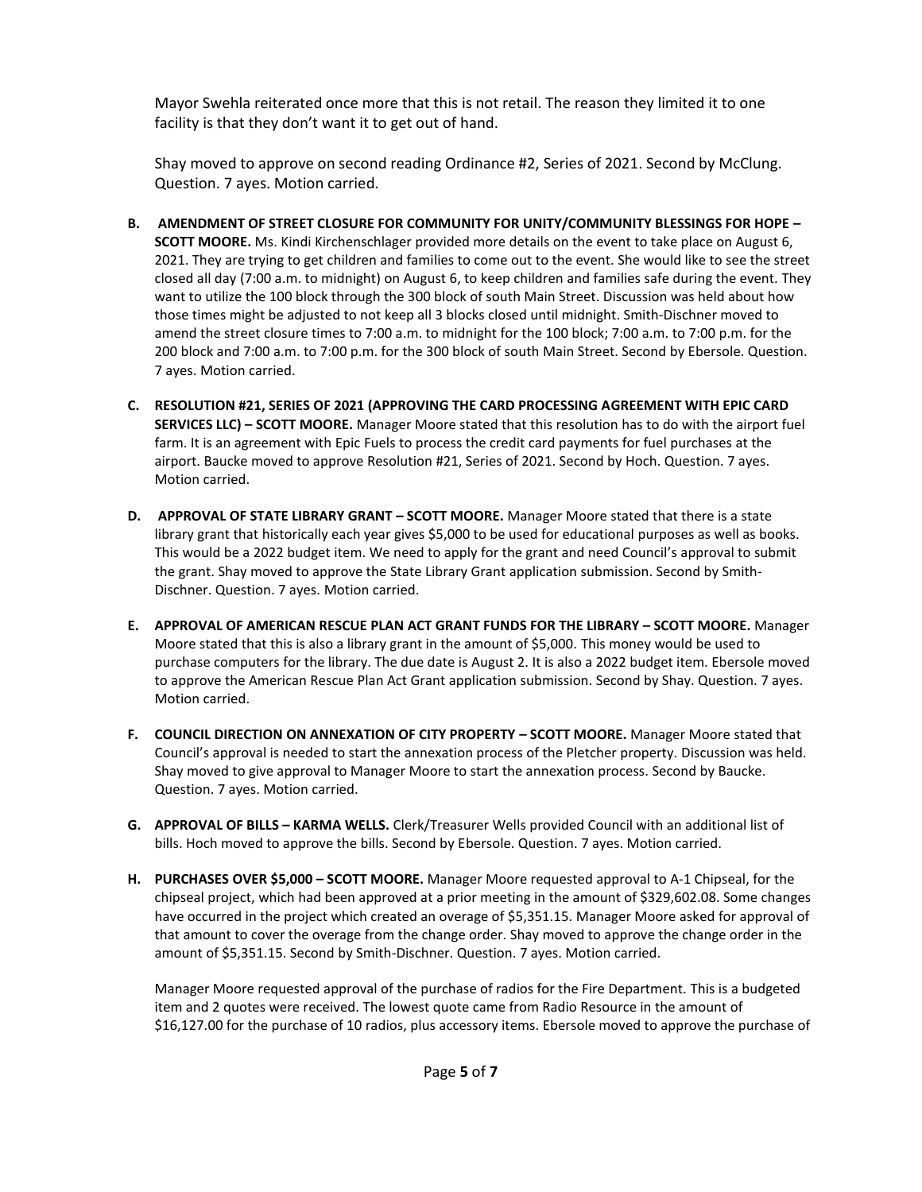Mayor Swehla reiterated once more that this is not retail. The reason they limited it to one facility is that they don't want it to get out of hand.

Shay moved to approve on second reading Ordinance #2, Series of 2021. Second by McClung. Question. 7 ayes. Motion carried.

**B. AMENDMENT OF STREET CLOSURE FOR COMMUNITY FOR UNITY/COMMUNITY BLESSINGS FOR HOPE – SCOTT MOORE.** Ms. Kindi Kirchenschlager provided more details on the event to take place on August 6, 2021. They are trying to get children and families to come out to the event. She would like to see the street closed all day (7:00 a.m. to midnight) on August 6, to keep children and families safe during the event. They want to utilize the 100 block through the 300 block of south Main Street. Discussion was held about how those times might be adjusted to not keep all 3 blocks closed until midnight. Smith-Dischner moved to amend the street closure times to 7:00 a.m. to midnight for the 100 block; 7:00 a.m. to 7:00 p.m. for the 200 block and 7:00 a.m. to 7:00 p.m. for the 300 block of south Main Street. Second by Ebersole. Question. 7 ayes. Motion carried.

**C. RESOLUTION #21, SERIES OF 2021 (APPROVING THE CARD PROCESSING AGREEMENT WITH EPIC CARD SERVICES LLC) – SCOTT MOORE.** Manager Moore stated that this resolution has to do with the airport fuel farm. It is an agreement with Epic Fuels to process the credit card payments for fuel purchases at the airport. Baucke moved to approve Resolution #21, Series of 2021. Second by Hoch. Question. 7 ayes. Motion carried.

**D. APPROVAL OF STATE LIBRARY GRANT – SCOTT MOORE.** Manager Moore stated that there is a state library grant that historically each year gives $5,000 to be used for educational purposes as well as books. This would be a 2022 budget item. We need to apply for the grant and need Council's approval to submit the grant. Shay moved to approve the State Library Grant application submission. Second by Smith-Dischner. Question. 7 ayes. Motion carried.

**E. APPROVAL OF AMERICAN RESCUE PLAN ACT GRANT FUNDS FOR THE LIBRARY – SCOTT MOORE.** Manager Moore stated that this is also a library grant in the amount of $5,000. This money would be used to purchase computers for the library. The due date is August 2. It is also a 2022 budget item. Ebersole moved to approve the American Rescue Plan Act Grant application submission. Second by Shay. Question. 7 ayes. Motion carried.

**F. COUNCIL DIRECTION ON ANNEXATION OF CITY PROPERTY – SCOTT MOORE.** Manager Moore stated that Council's approval is needed to start the annexation process of the Pletcher property. Discussion was held. Shay moved to give approval to Manager Moore to start the annexation process. Second by Baucke. Question. 7 ayes. Motion carried.

**G. APPROVAL OF BILLS – KARMA WELLS.** Clerk/Treasurer Wells provided Council with an additional list of bills. Hoch moved to approve the bills. Second by Ebersole. Question. 7 ayes. Motion carried.

**H. PURCHASES OVER $5,000 – SCOTT MOORE.** Manager Moore requested approval to A-1 Chipseal, for the chipseal project, which had been approved at a prior meeting in the amount of $329,602.08. Some changes have occurred in the project which created an overage of $5,351.15. Manager Moore asked for approval of that amount to cover the overage from the change order. Shay moved to approve the change order in the amount of $5,351.15. Second by Smith-Dischner. Question. 7 ayes. Motion carried.

Manager Moore requested approval of the purchase of radios for the Fire Department. This is a budgeted item and 2 quotes were received. The lowest quote came from Radio Resource in the amount of $16,127.00 for the purchase of 10 radios, plus accessory items. Ebersole moved to approve the purchase of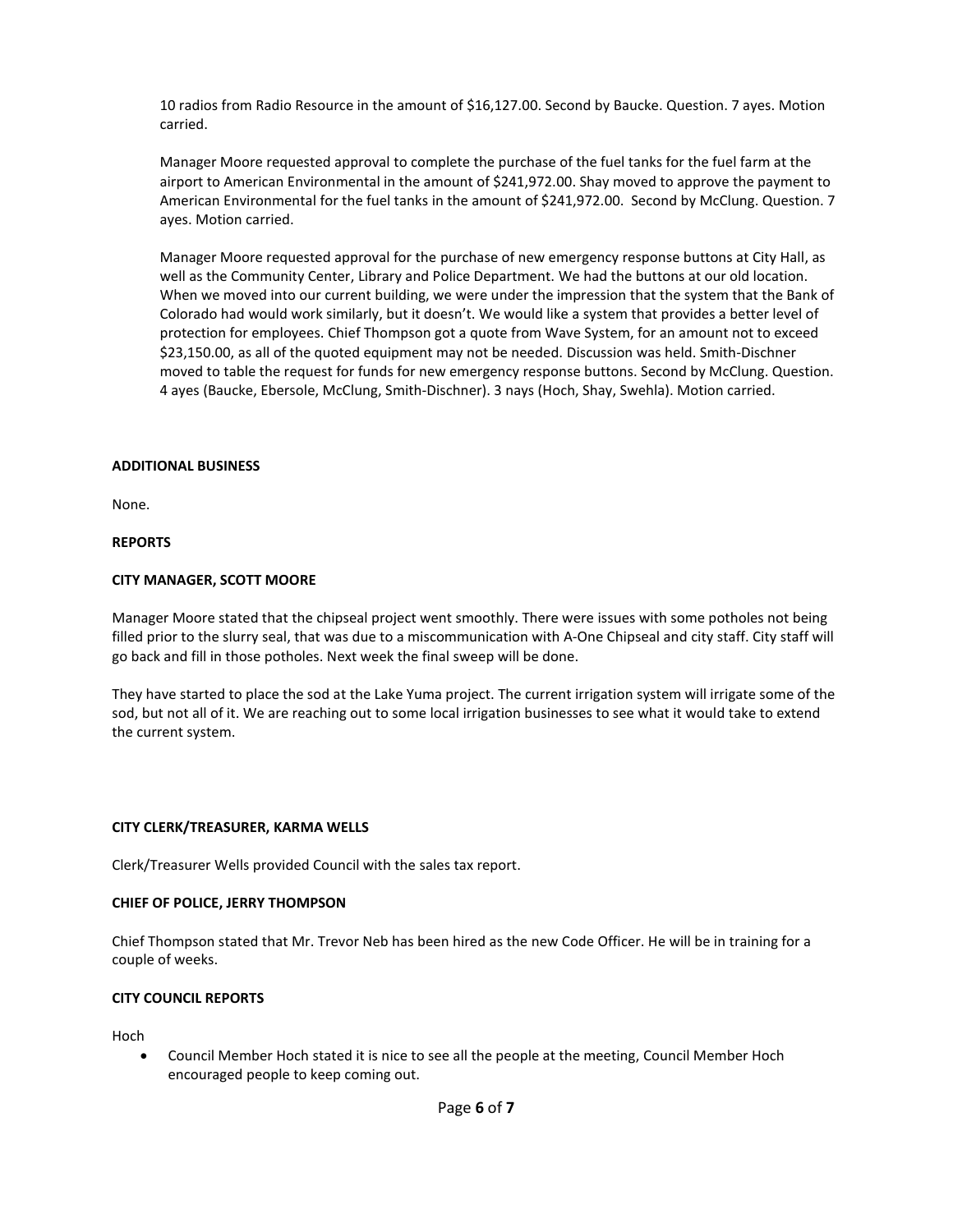10 radios from Radio Resource in the amount of $16,127.00. Second by Baucke. Question. 7 ayes. Motion carried.

Manager Moore requested approval to complete the purchase of the fuel tanks for the fuel farm at the airport to American Environmental in the amount of $241,972.00. Shay moved to approve the payment to American Environmental for the fuel tanks in the amount of $241,972.00. Second by McClung. Question. 7 ayes. Motion carried.

Manager Moore requested approval for the purchase of new emergency response buttons at City Hall, as well as the Community Center, Library and Police Department. We had the buttons at our old location. When we moved into our current building, we were under the impression that the system that the Bank of Colorado had would work similarly, but it doesn't. We would like a system that provides a better level of protection for employees. Chief Thompson got a quote from Wave System, for an amount not to exceed $23,150.00, as all of the quoted equipment may not be needed. Discussion was held. Smith-Dischner moved to table the request for funds for new emergency response buttons. Second by McClung. Question. 4 ayes (Baucke, Ebersole, McClung, Smith-Dischner). 3 nays (Hoch, Shay, Swehla). Motion carried.

**ADDITIONAL BUSINESS**

None.

**REPORTS**

**CITY MANAGER, SCOTT MOORE**

Manager Moore stated that the chipseal project went smoothly. There were issues with some potholes not being filled prior to the slurry seal, that was due to a miscommunication with A-One Chipseal and city staff. City staff will go back and fill in those potholes. Next week the final sweep will be done.

They have started to place the sod at the Lake Yuma project. The current irrigation system will irrigate some of the sod, but not all of it. We are reaching out to some local irrigation businesses to see what it would take to extend the current system.

**CITY CLERK/TREASURER, KARMA WELLS**

Clerk/Treasurer Wells provided Council with the sales tax report.

**CHIEF OF POLICE, JERRY THOMPSON**

Chief Thompson stated that Mr. Trevor Neb has been hired as the new Code Officer. He will be in training for a couple of weeks.

**CITY COUNCIL REPORTS**

Hoch

- Council Member Hoch stated it is nice to see all the people at the meeting, Council Member Hoch encouraged people to keep coming out.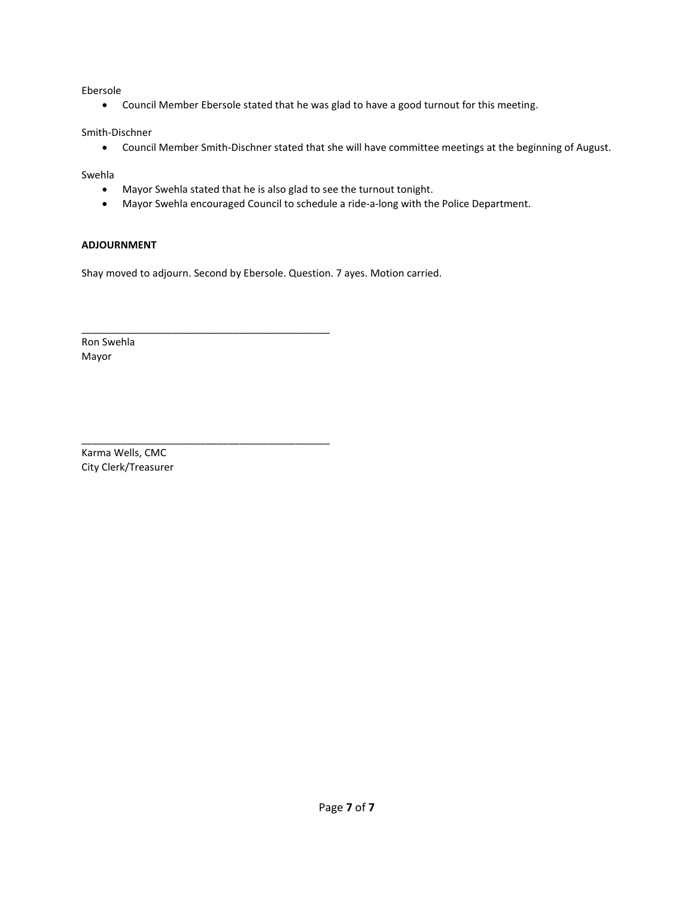Ebersole

- Council Member Ebersole stated that he was glad to have a good turnout for this meeting.

Smith-Dischner

- Council Member Smith-Dischner stated that she will have committee meetings at the beginning of August.

Swehla

- Mayor Swehla stated that he is also glad to see the turnout tonight.
- Mayor Swehla encouraged Council to schedule a ride-a-long with the Police Department.

**ADJOURNMENT**

Shay moved to adjourn. Second by Ebersole. Question. 7 ayes. Motion carried.

_____________________________________________
Ron Swehla
Mayor

_____________________________________________
Karma Wells, CMC
City Clerk/Treasurer